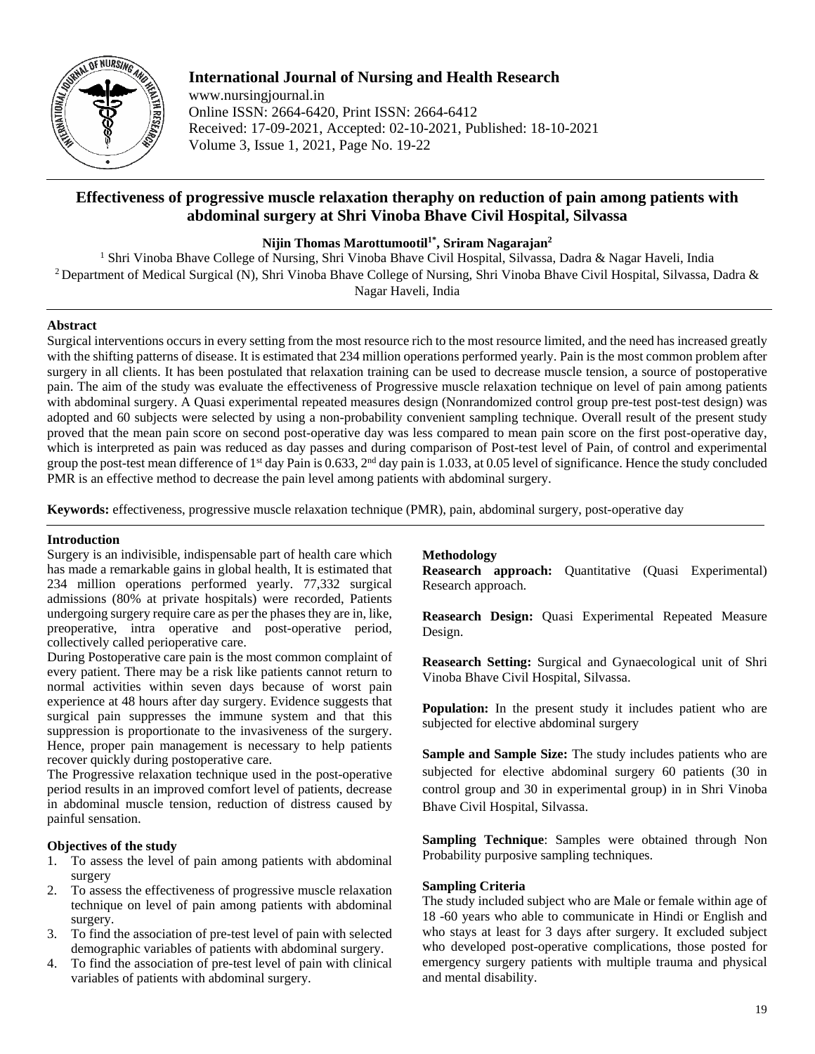# International Journal of Nursing and Health Research

www.nursingjournal.in
Online ISSN: 2664-6420, Print ISSN: 2664-6412
Received: 17-09-2021, Accepted: 02-10-2021, Published: 18-10-2021
Volume 3, Issue 1, 2021, Page No. 19-22

## Effectiveness of progressive muscle relaxation theraphy on reduction of pain among patients with abdominal surgery at Shri Vinoba Bhave Civil Hospital, Silvassa

**Nijin Thomas Marottumootil[1*], Sriram Nagarajan[2]**

[1] Shri Vinoba Bhave College of Nursing, Shri Vinoba Bhave Civil Hospital, Silvassa, Dadra & Nagar Haveli, India
[2] Department of Medical Surgical (N), Shri Vinoba Bhave College of Nursing, Shri Vinoba Bhave Civil Hospital, Silvassa, Dadra & Nagar Haveli, India

### Abstract

Surgical interventions occurs in every setting from the most resource rich to the most resource limited, and the need has increased greatly with the shifting patterns of disease. It is estimated that 234 million operations performed yearly. Pain is the most common problem after surgery in all clients. It has been postulated that relaxation training can be used to decrease muscle tension, a source of postoperative pain. The aim of the study was evaluate the effectiveness of Progressive muscle relaxation technique on level of pain among patients with abdominal surgery. A Quasi experimental repeated measures design (Nonrandomized control group pre-test post-test design) was adopted and 60 subjects were selected by using a non-probability convenient sampling technique. Overall result of the present study proved that the mean pain score on second post-operative day was less compared to mean pain score on the first post-operative day, which is interpreted as pain was reduced as day passes and during comparison of Post-test level of Pain, of control and experimental group the post-test mean difference of 1st day Pain is 0.633, 2nd day pain is 1.033, at 0.05 level of significance. Hence the study concluded PMR is an effective method to decrease the pain level among patients with abdominal surgery.

**Keywords:** effectiveness, progressive muscle relaxation technique (PMR), pain, abdominal surgery, post-operative day

### Introduction

Surgery is an indivisible, indispensable part of health care which has made a remarkable gains in global health, It is estimated that 234 million operations performed yearly. 77,332 surgical admissions (80% at private hospitals) were recorded, Patients undergoing surgery require care as per the phases they are in, like, preoperative, intra operative and post-operative period, collectively called perioperative care.

During Postoperative care pain is the most common complaint of every patient. There may be a risk like patients cannot return to normal activities within seven days because of worst pain experience at 48 hours after day surgery. Evidence suggests that surgical pain suppresses the immune system and that this suppression is proportionate to the invasiveness of the surgery. Hence, proper pain management is necessary to help patients recover quickly during postoperative care.

The Progressive relaxation technique used in the post-operative period results in an improved comfort level of patients, decrease in abdominal muscle tension, reduction of distress caused by painful sensation.

### Objectives of the study

1. To assess the level of pain among patients with abdominal surgery
2. To assess the effectiveness of progressive muscle relaxation technique on level of pain among patients with abdominal surgery.
3. To find the association of pre-test level of pain with selected demographic variables of patients with abdominal surgery.
4. To find the association of pre-test level of pain with clinical variables of patients with abdominal surgery.

### Methodology

**Reasearch approach:** Quantitative (Quasi Experimental) Research approach.

**Reasearch Design:** Quasi Experimental Repeated Measure Design.

**Reasearch Setting:** Surgical and Gynaecological unit of Shri Vinoba Bhave Civil Hospital, Silvassa.

**Population:** In the present study it includes patient who are subjected for elective abdominal surgery

**Sample and Sample Size:** The study includes patients who are subjected for elective abdominal surgery 60 patients (30 in control group and 30 in experimental group) in in Shri Vinoba Bhave Civil Hospital, Silvassa.

**Sampling Technique**: Samples were obtained through Non Probability purposive sampling techniques.

#### Sampling Criteria

The study included subject who are Male or female within age of 18 -60 years who able to communicate in Hindi or English and who stays at least for 3 days after surgery. It excluded subject who developed post-operative complications, those posted for emergency surgery patients with multiple trauma and physical and mental disability.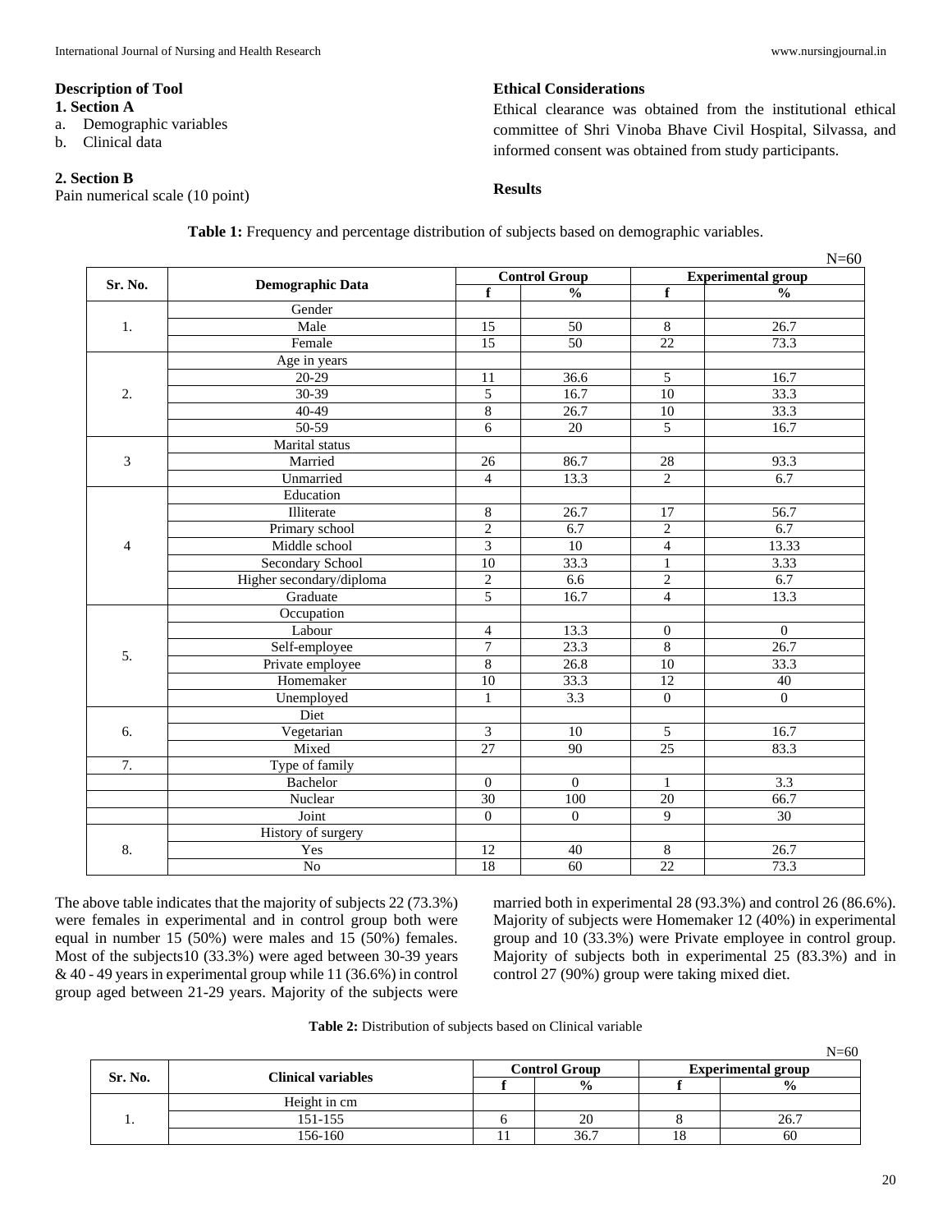### Description of Tool

**1. Section A**

a. Demographic variables
b. Clinical data

**2. Section B**

Pain numerical scale (10 point)

### Ethical Considerations

Ethical clearance was obtained from the institutional ethical committee of Shri Vinoba Bhave Civil Hospital, Silvassa, and informed consent was obtained from study participants.

### Results

**Table 1:** Frequency and percentage distribution of subjects based on demographic variables.

N=60

| Sr. No. | Demographic Data | Control Group | | Experimental group | |
|---|---|---|---|---|---|
| | | f | % | f | % |
| 1. | Gender | | | | |
| | Male | 15 | 50 | 8 | 26.7 |
| | Female | 15 | 50 | 22 | 73.3 |
| 2. | Age in years | | | | |
| | 20-29 | 11 | 36.6 | 5 | 16.7 |
| | 30-39 | 5 | 16.7 | 10 | 33.3 |
| | 40-49 | 8 | 26.7 | 10 | 33.3 |
| | 50-59 | 6 | 20 | 5 | 16.7 |
| 3 | Marital status | | | | |
| | Married | 26 | 86.7 | 28 | 93.3 |
| | Unmarried | 4 | 13.3 | 2 | 6.7 |
| 4 | Education | | | | |
| | Illiterate | 8 | 26.7 | 17 | 56.7 |
| | Primary school | 2 | 6.7 | 2 | 6.7 |
| | Middle school | 3 | 10 | 4 | 13.33 |
| | Secondary School | 10 | 33.3 | 1 | 3.33 |
| | Higher secondary/diploma | 2 | 6.6 | 2 | 6.7 |
| | Graduate | 5 | 16.7 | 4 | 13.3 |
| 5. | Occupation | | | | |
| | Labour | 4 | 13.3 | 0 | 0 |
| | Self-employee | 7 | 23.3 | 8 | 26.7 |
| | Private employee | 8 | 26.8 | 10 | 33.3 |
| | Homemaker | 10 | 33.3 | 12 | 40 |
| | Unemployed | 1 | 3.3 | 0 | 0 |
| 6. | Diet | | | | |
| | Vegetarian | 3 | 10 | 5 | 16.7 |
| | Mixed | 27 | 90 | 25 | 83.3 |
| 7. | Type of family | | | | |
| | Bachelor | 0 | 0 | 1 | 3.3 |
| | Nuclear | 30 | 100 | 20 | 66.7 |
| | Joint | 0 | 0 | 9 | 30 |
| 8. | History of surgery | | | | |
| | Yes | 12 | 40 | 8 | 26.7 |
| | No | 18 | 60 | 22 | 73.3 |

The above table indicates that the majority of subjects 22 (73.3%) were females in experimental and in control group both were equal in number 15 (50%) were males and 15 (50%) females. Most of the subjects10 (33.3%) were aged between 30-39 years & 40 - 49 years in experimental group while 11 (36.6%) in control group aged between 21-29 years. Majority of the subjects were married both in experimental 28 (93.3%) and control 26 (86.6%). Majority of subjects were Homemaker 12 (40%) in experimental group and 10 (33.3%) were Private employee in control group. Majority of subjects both in experimental 25 (83.3%) and in control 27 (90%) group were taking mixed diet.

**Table 2:** Distribution of subjects based on Clinical variable

N=60

| Sr. No. | Clinical variables | Control Group | | Experimental group | |
|---|---|---|---|---|---|
| | | f | % | f | % |
| 1. | Height in cm | | | | |
| | 151-155 | 6 | 20 | 8 | 26.7 |
| | 156-160 | 11 | 36.7 | 18 | 60 |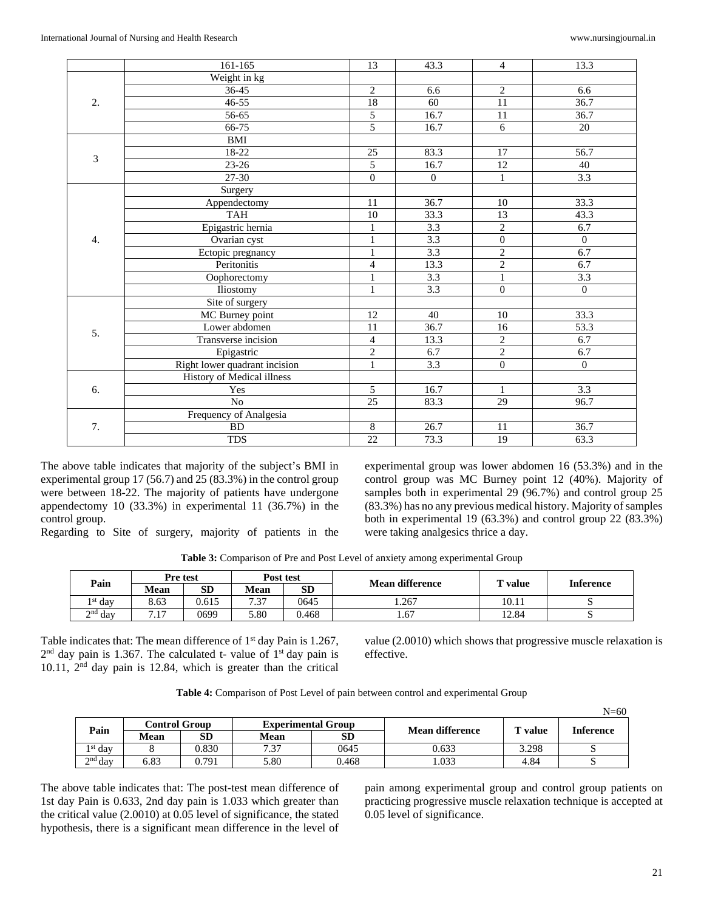| | 161-165 | 13 | 43.3 | 4 | 13.3 |
|---|---|---|---|---|---|
| 2. | Weight in kg | | | | |
| | 36-45 | 2 | 6.6 | 2 | 6.6 |
| | 46-55 | 18 | 60 | 11 | 36.7 |
| | 56-65 | 5 | 16.7 | 11 | 36.7 |
| | 66-75 | 5 | 16.7 | 6 | 20 |
| 3 | BMI | | | | |
| | 18-22 | 25 | 83.3 | 17 | 56.7 |
| | 23-26 | 5 | 16.7 | 12 | 40 |
| | 27-30 | 0 | 0 | 1 | 3.3 |
| 4. | Surgery | | | | |
| | Appendectomy | 11 | 36.7 | 10 | 33.3 |
| | TAH | 10 | 33.3 | 13 | 43.3 |
| | Epigastric hernia | 1 | 3.3 | 2 | 6.7 |
| | Ovarian cyst | 1 | 3.3 | 0 | 0 |
| | Ectopic pregnancy | 1 | 3.3 | 2 | 6.7 |
| | Peritonitis | 4 | 13.3 | 2 | 6.7 |
| | Oophorectomy | 1 | 3.3 | 1 | 3.3 |
| | Iliostomy | 1 | 3.3 | 0 | 0 |
| 5. | Site of surgery | | | | |
| | MC Burney point | 12 | 40 | 10 | 33.3 |
| | Lower abdomen | 11 | 36.7 | 16 | 53.3 |
| | Transverse incision | 4 | 13.3 | 2 | 6.7 |
| | Epigastric | 2 | 6.7 | 2 | 6.7 |
| | Right lower quadrant incision | 1 | 3.3 | 0 | 0 |
| 6. | History of Medical illness | | | | |
| | Yes | 5 | 16.7 | 1 | 3.3 |
| | No | 25 | 83.3 | 29 | 96.7 |
| 7. | Frequency of Analgesia | | | | |
| | BD | 8 | 26.7 | 11 | 36.7 |
| | TDS | 22 | 73.3 | 19 | 63.3 |

The above table indicates that majority of the subject's BMI in experimental group 17 (56.7) and 25 (83.3%) in the control group were between 18-22. The majority of patients have undergone appendectomy 10 (33.3%) in experimental 11 (36.7%) in the control group.

Regarding to Site of surgery, majority of patients in the experimental group was lower abdomen 16 (53.3%) and in the control group was MC Burney point 12 (40%). Majority of samples both in experimental 29 (96.7%) and control group 25 (83.3%) has no any previous medical history. Majority of samples both in experimental 19 (63.3%) and control group 22 (83.3%) were taking analgesics thrice a day.

**Table 3:** Comparison of Pre and Post Level of anxiety among experimental Group

| Pain | Pre test | | Post test | | Mean difference | T value | Inference |
|---|---|---|---|---|---|---|---|
| | Mean | SD | Mean | SD | | | |
| 1st day | 8.63 | 0.615 | 7.37 | 0645 | 1.267 | 10.11 | S |
| 2nd day | 7.17 | 0699 | 5.80 | 0.468 | 1.67 | 12.84 | S |

Table indicates that: The mean difference of 1st day Pain is 1.267, 2nd day pain is 1.367. The calculated t- value of 1st day pain is 10.11, 2nd day pain is 12.84, which is greater than the critical value (2.0010) which shows that progressive muscle relaxation is effective.

**Table 4:** Comparison of Post Level of pain between control and experimental Group

N=60

| Pain | Control Group | | Experimental Group | | Mean difference | T value | Inference |
|---|---|---|---|---|---|---|---|
| | Mean | SD | Mean | SD | | | |
| 1st day | 8 | 0.830 | 7.37 | 0645 | 0.633 | 3.298 | S |
| 2nd day | 6.83 | 0.791 | 5.80 | 0.468 | 1.033 | 4.84 | S |

The above table indicates that: The post-test mean difference of 1st day Pain is 0.633, 2nd day pain is 1.033 which greater than the critical value (2.0010) at 0.05 level of significance, the stated hypothesis, there is a significant mean difference in the level of pain among experimental group and control group patients on practicing progressive muscle relaxation technique is accepted at 0.05 level of significance.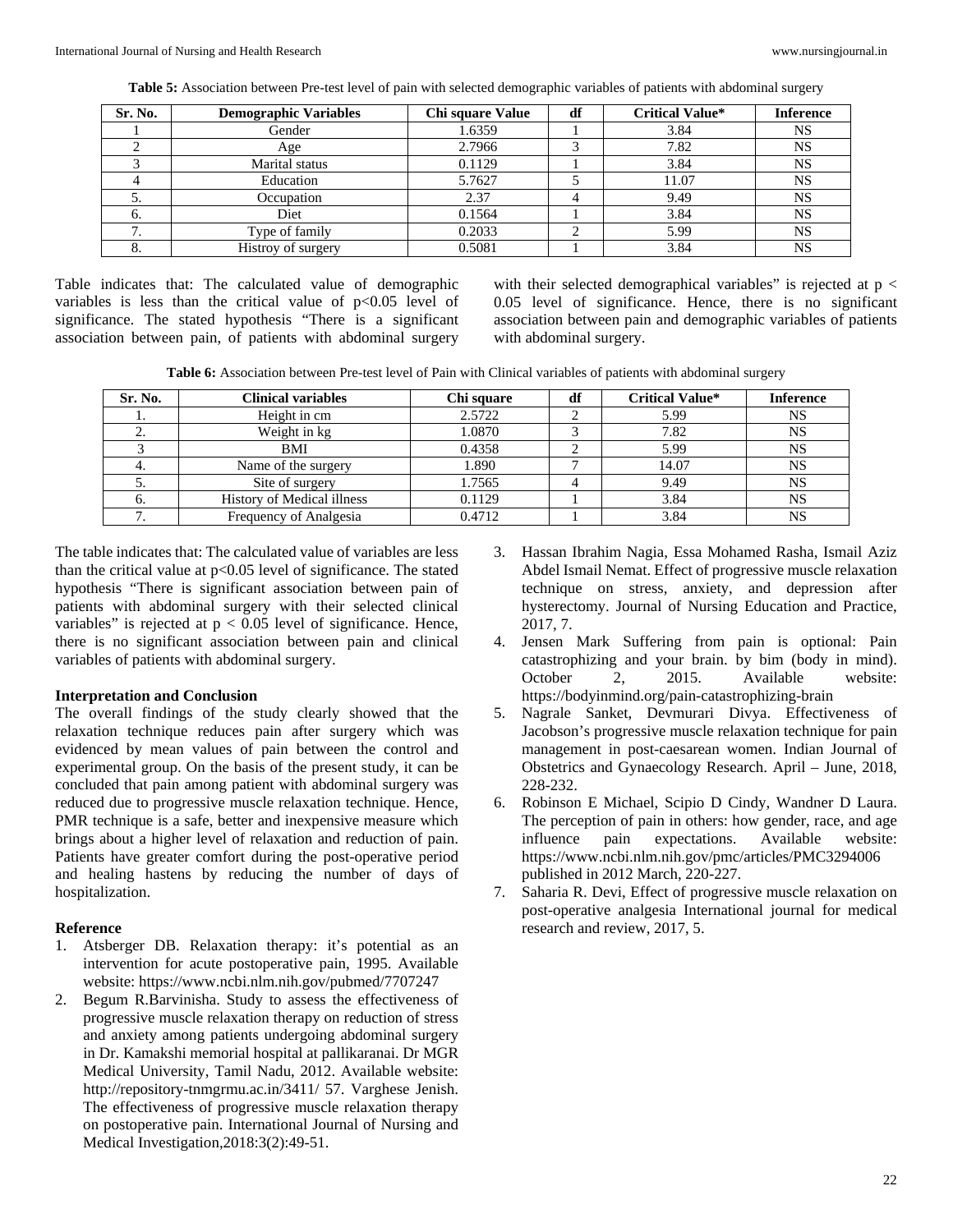**Table 5:** Association between Pre-test level of pain with selected demographic variables of patients with abdominal surgery

| Sr. No. | Demographic Variables | Chi square Value | df | Critical Value* | Inference |
|---|---|---|---|---|---|
| 1 | Gender | 1.6359 | 1 | 3.84 | NS |
| 2 | Age | 2.7966 | 3 | 7.82 | NS |
| 3 | Marital status | 0.1129 | 1 | 3.84 | NS |
| 4 | Education | 5.7627 | 5 | 11.07 | NS |
| 5. | Occupation | 2.37 | 4 | 9.49 | NS |
| 6. | Diet | 0.1564 | 1 | 3.84 | NS |
| 7. | Type of family | 0.2033 | 2 | 5.99 | NS |
| 8. | Histroy of surgery | 0.5081 | 1 | 3.84 | NS |

Table indicates that: The calculated value of demographic variables is less than the critical value of $p<0.05$ level of significance. The stated hypothesis "There is a significant association between pain, of patients with abdominal surgery with their selected demographical variables" is rejected at $p < 0.05$ level of significance. Hence, there is no significant association between pain and demographic variables of patients with abdominal surgery.

**Table 6:** Association between Pre-test level of Pain with Clinical variables of patients with abdominal surgery

| Sr. No. | Clinical variables | Chi square | df | Critical Value* | Inference |
|---|---|---|---|---|---|
| 1. | Height in cm | 2.5722 | 2 | 5.99 | NS |
| 2. | Weight in kg | 1.0870 | 3 | 7.82 | NS |
| 3 | BMI | 0.4358 | 2 | 5.99 | NS |
| 4. | Name of the surgery | 1.890 | 7 | 14.07 | NS |
| 5. | Site of surgery | 1.7565 | 4 | 9.49 | NS |
| 6. | History of Medical illness | 0.1129 | 1 | 3.84 | NS |
| 7. | Frequency of Analgesia | 0.4712 | 1 | 3.84 | NS |

The table indicates that: The calculated value of variables are less than the critical value at $p<0.05$ level of significance. The stated hypothesis "There is significant association between pain of patients with abdominal surgery with their selected clinical variables" is rejected at $p < 0.05$ level of significance. Hence, there is no significant association between pain and clinical variables of patients with abdominal surgery.

**Interpretation and Conclusion**

The overall findings of the study clearly showed that the relaxation technique reduces pain after surgery which was evidenced by mean values of pain between the control and experimental group. On the basis of the present study, it can be concluded that pain among patient with abdominal surgery was reduced due to progressive muscle relaxation technique. Hence, PMR technique is a safe, better and inexpensive measure which brings about a higher level of relaxation and reduction of pain. Patients have greater comfort during the post-operative period and healing hastens by reducing the number of days of hospitalization.

**Reference**

1. Atsberger DB. Relaxation therapy: it's potential as an intervention for acute postoperative pain, 1995. Available website: https://www.ncbi.nlm.nih.gov/pubmed/7707247
2. Begum R.Barvinisha. Study to assess the effectiveness of progressive muscle relaxation therapy on reduction of stress and anxiety among patients undergoing abdominal surgery in Dr. Kamakshi memorial hospital at pallikaranai. Dr MGR Medical University, Tamil Nadu, 2012. Available website: http://repository-tnmgrmu.ac.in/3411/ 57. Varghese Jenish. The effectiveness of progressive muscle relaxation therapy on postoperative pain. International Journal of Nursing and Medical Investigation,2018:3(2):49-51.
3. Hassan Ibrahim Nagia, Essa Mohamed Rasha, Ismail Aziz Abdel Ismail Nemat. Effect of progressive muscle relaxation technique on stress, anxiety, and depression after hysterectomy. Journal of Nursing Education and Practice, 2017, 7.
4. Jensen Mark Suffering from pain is optional: Pain catastrophizing and your brain. by bim (body in mind). October 2, 2015. Available website: https://bodyinmind.org/pain-catastrophizing-brain
5. Nagrale Sanket, Devmurari Divya. Effectiveness of Jacobson's progressive muscle relaxation technique for pain management in post-caesarean women. Indian Journal of Obstetrics and Gynaecology Research. April – June, 2018, 228-232.
6. Robinson E Michael, Scipio D Cindy, Wandner D Laura. The perception of pain in others: how gender, race, and age influence pain expectations. Available website: https://www.ncbi.nlm.nih.gov/pmc/articles/PMC3294006 published in 2012 March, 220-227.
7. Saharia R. Devi, Effect of progressive muscle relaxation on post-operative analgesia International journal for medical research and review, 2017, 5.